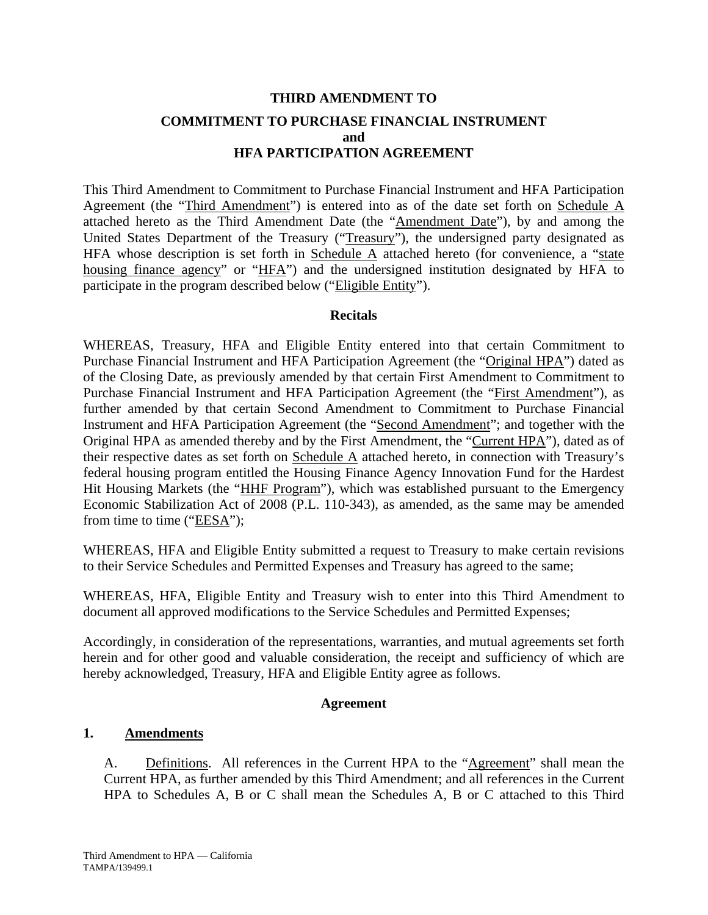**THIRD AMENDMENT TO**

**COMMITMENT TO PURCHASE FINANCIAL INSTRUMENT and HFA PARTICIPATION AGREEMENT**

This Third Amendment to Commitment to Purchase Financial Instrument and HFA Participation Agreement (the "Third Amendment") is entered into as of the date set forth on Schedule A attached hereto as the Third Amendment Date (the "Amendment Date"), by and among the United States Department of the Treasury ("Treasury"), the undersigned party designated as HFA whose description is set forth in Schedule A attached hereto (for convenience, a "state housing finance agency" or "HFA") and the undersigned institution designated by HFA to participate in the program described below ("Eligible Entity").

**Recitals**

WHEREAS, Treasury, HFA and Eligible Entity entered into that certain Commitment to Purchase Financial Instrument and HFA Participation Agreement (the "Original HPA") dated as of the Closing Date, as previously amended by that certain First Amendment to Commitment to Purchase Financial Instrument and HFA Participation Agreement (the "First Amendment"), as further amended by that certain Second Amendment to Commitment to Purchase Financial Instrument and HFA Participation Agreement (the "Second Amendment"; and together with the Original HPA as amended thereby and by the First Amendment, the "Current HPA"), dated as of their respective dates as set forth on Schedule A attached hereto, in connection with Treasury's federal housing program entitled the Housing Finance Agency Innovation Fund for the Hardest Hit Housing Markets (the "HHF Program"), which was established pursuant to the Emergency Economic Stabilization Act of 2008 (P.L. 110-343), as amended, as the same may be amended from time to time ("EESA");

WHEREAS, HFA and Eligible Entity submitted a request to Treasury to make certain revisions to their Service Schedules and Permitted Expenses and Treasury has agreed to the same;

WHEREAS, HFA, Eligible Entity and Treasury wish to enter into this Third Amendment to document all approved modifications to the Service Schedules and Permitted Expenses;

Accordingly, in consideration of the representations, warranties, and mutual agreements set forth herein and for other good and valuable consideration, the receipt and sufficiency of which are hereby acknowledged, Treasury, HFA and Eligible Entity agree as follows.

**Agreement**

**1. Amendments**

A. Definitions. All references in the Current HPA to the "Agreement" shall mean the Current HPA, as further amended by this Third Amendment; and all references in the Current HPA to Schedules A, B or C shall mean the Schedules A, B or C attached to this Third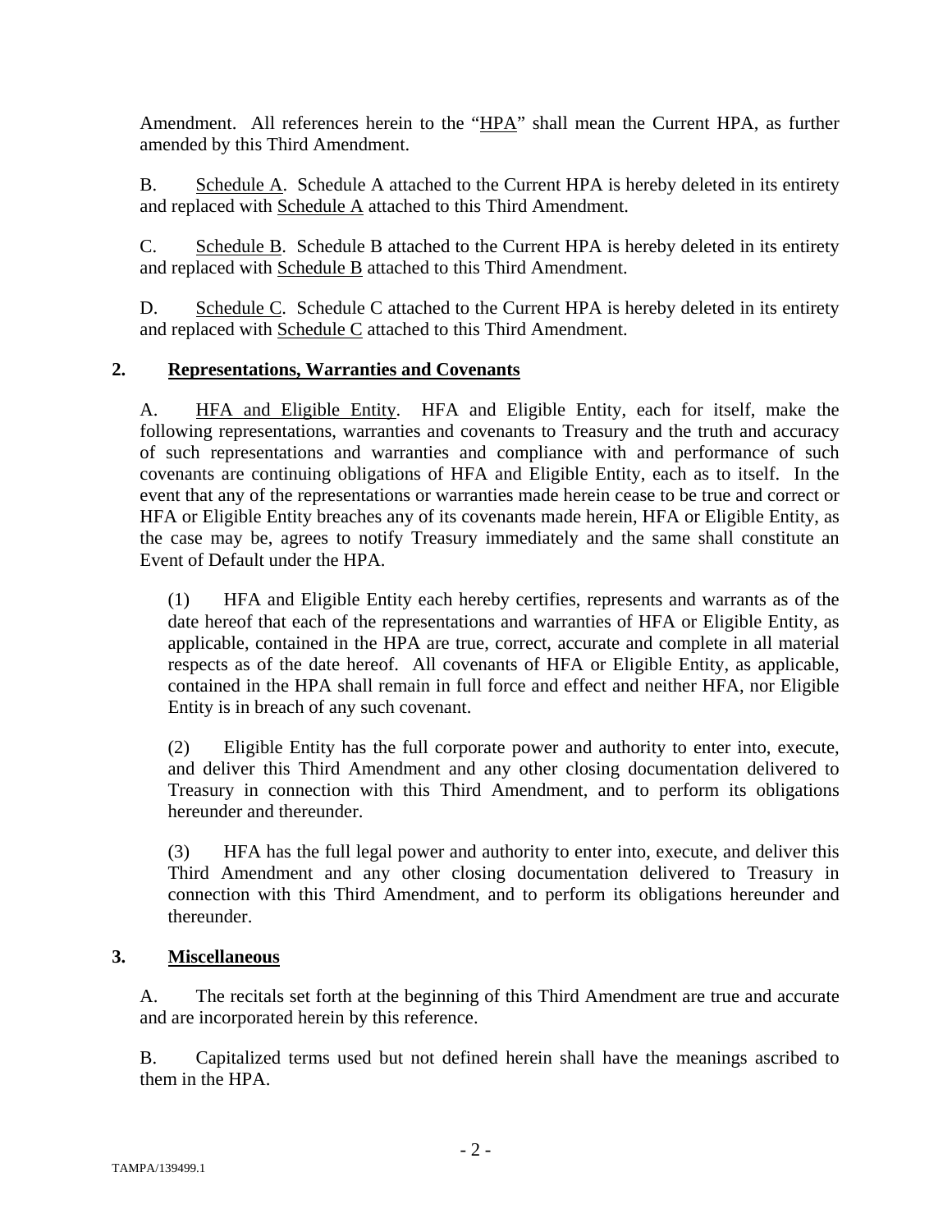Amendment. All references herein to the "HPA" shall mean the Current HPA, as further amended by this Third Amendment.

B. Schedule A. Schedule A attached to the Current HPA is hereby deleted in its entirety and replaced with Schedule A attached to this Third Amendment.

C. Schedule B. Schedule B attached to the Current HPA is hereby deleted in its entirety and replaced with Schedule B attached to this Third Amendment.

D. Schedule C. Schedule C attached to the Current HPA is hereby deleted in its entirety and replaced with Schedule C attached to this Third Amendment.

## 2. Representations, Warranties and Covenants

A. HFA and Eligible Entity. HFA and Eligible Entity, each for itself, make the following representations, warranties and covenants to Treasury and the truth and accuracy of such representations and warranties and compliance with and performance of such covenants are continuing obligations of HFA and Eligible Entity, each as to itself. In the event that any of the representations or warranties made herein cease to be true and correct or HFA or Eligible Entity breaches any of its covenants made herein, HFA or Eligible Entity, as the case may be, agrees to notify Treasury immediately and the same shall constitute an Event of Default under the HPA.

(1) HFA and Eligible Entity each hereby certifies, represents and warrants as of the date hereof that each of the representations and warranties of HFA or Eligible Entity, as applicable, contained in the HPA are true, correct, accurate and complete in all material respects as of the date hereof. All covenants of HFA or Eligible Entity, as applicable, contained in the HPA shall remain in full force and effect and neither HFA, nor Eligible Entity is in breach of any such covenant.

(2) Eligible Entity has the full corporate power and authority to enter into, execute, and deliver this Third Amendment and any other closing documentation delivered to Treasury in connection with this Third Amendment, and to perform its obligations hereunder and thereunder.

(3) HFA has the full legal power and authority to enter into, execute, and deliver this Third Amendment and any other closing documentation delivered to Treasury in connection with this Third Amendment, and to perform its obligations hereunder and thereunder.

## 3. Miscellaneous

A. The recitals set forth at the beginning of this Third Amendment are true and accurate and are incorporated herein by this reference.

B. Capitalized terms used but not defined herein shall have the meanings ascribed to them in the HPA.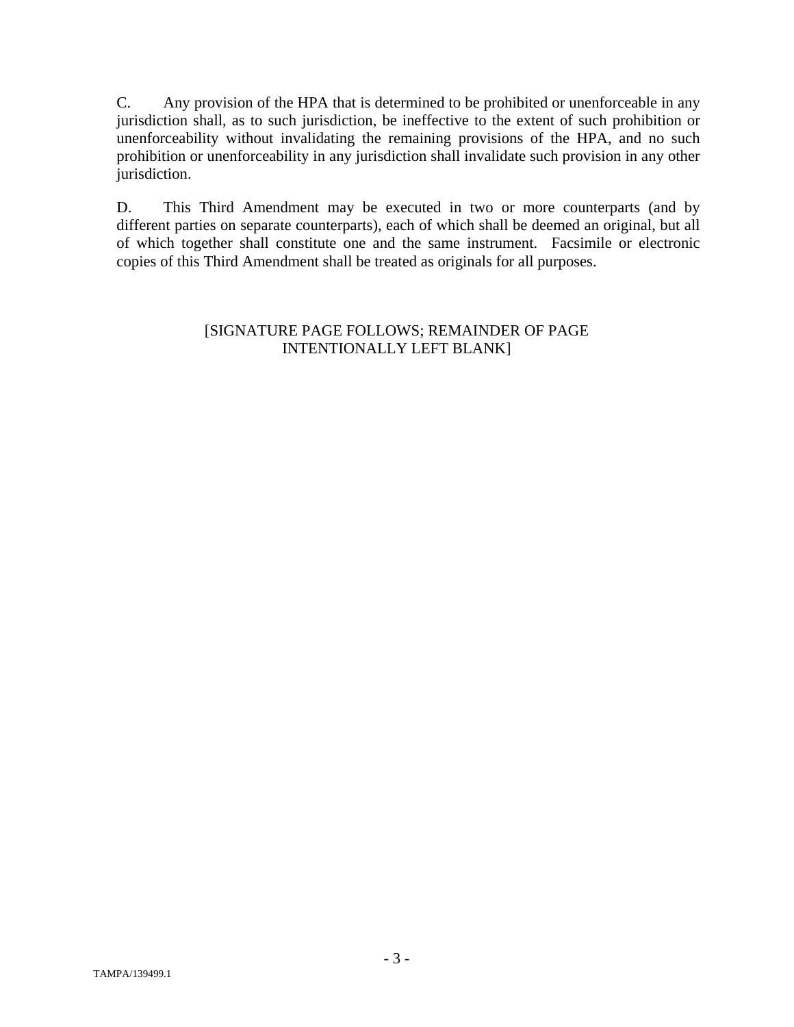C. Any provision of the HPA that is determined to be prohibited or unenforceable in any jurisdiction shall, as to such jurisdiction, be ineffective to the extent of such prohibition or unenforceability without invalidating the remaining provisions of the HPA, and no such prohibition or unenforceability in any jurisdiction shall invalidate such provision in any other jurisdiction.

D. This Third Amendment may be executed in two or more counterparts (and by different parties on separate counterparts), each of which shall be deemed an original, but all of which together shall constitute one and the same instrument. Facsimile or electronic copies of this Third Amendment shall be treated as originals for all purposes.

[SIGNATURE PAGE FOLLOWS; REMAINDER OF PAGE INTENTIONALLY LEFT BLANK]

TAMPA/139499.1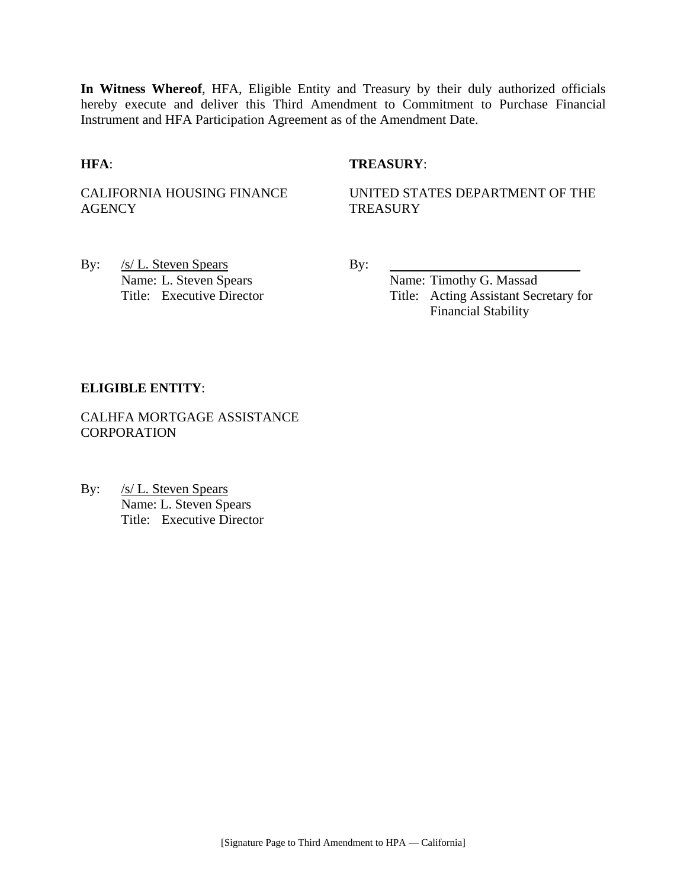**In Witness Whereof**, HFA, Eligible Entity and Treasury by their duly authorized officials hereby execute and deliver this Third Amendment to Commitment to Purchase Financial Instrument and HFA Participation Agreement as of the Amendment Date.

**HFA**:

CALIFORNIA HOUSING FINANCE AGENCY

By: /s/ L. Steven Spears
Name: L. Steven Spears
Title: Executive Director

**TREASURY**:

UNITED STATES DEPARTMENT OF THE TREASURY

By: ____________________________
Name: Timothy G. Massad
Title: Acting Assistant Secretary for Financial Stability

**ELIGIBLE ENTITY**:

CALHFA MORTGAGE ASSISTANCE CORPORATION

By: /s/ L. Steven Spears
Name: L. Steven Spears
Title: Executive Director

[Signature Page to Third Amendment to HPA — California]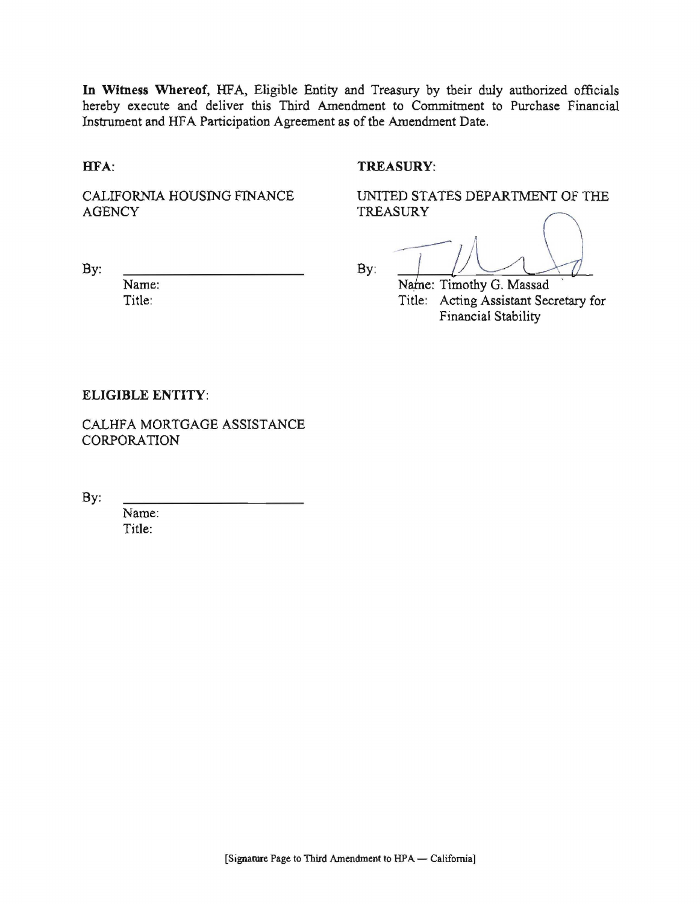**In Witness Whereof**, HFA, Eligible Entity and Treasury by their duly authorized officials hereby execute and deliver this Third Amendment to Commitment to Purchase Financial Instrument and HFA Participation Agreement as of the Amendment Date.

**HFA:**

CALIFORNIA HOUSING FINANCE AGENCY

By: ______________________

Name:

Title:

**TREASURY:**

UNITED STATES DEPARTMENT OF THE TREASURY

By: ______________________

Name: Timothy G. Massad

Title: Acting Assistant Secretary for Financial Stability

**ELIGIBLE ENTITY:**

CALHFA MORTGAGE ASSISTANCE CORPORATION

By: ______________________

Name:

Title:

[Signature Page to Third Amendment to HPA — California]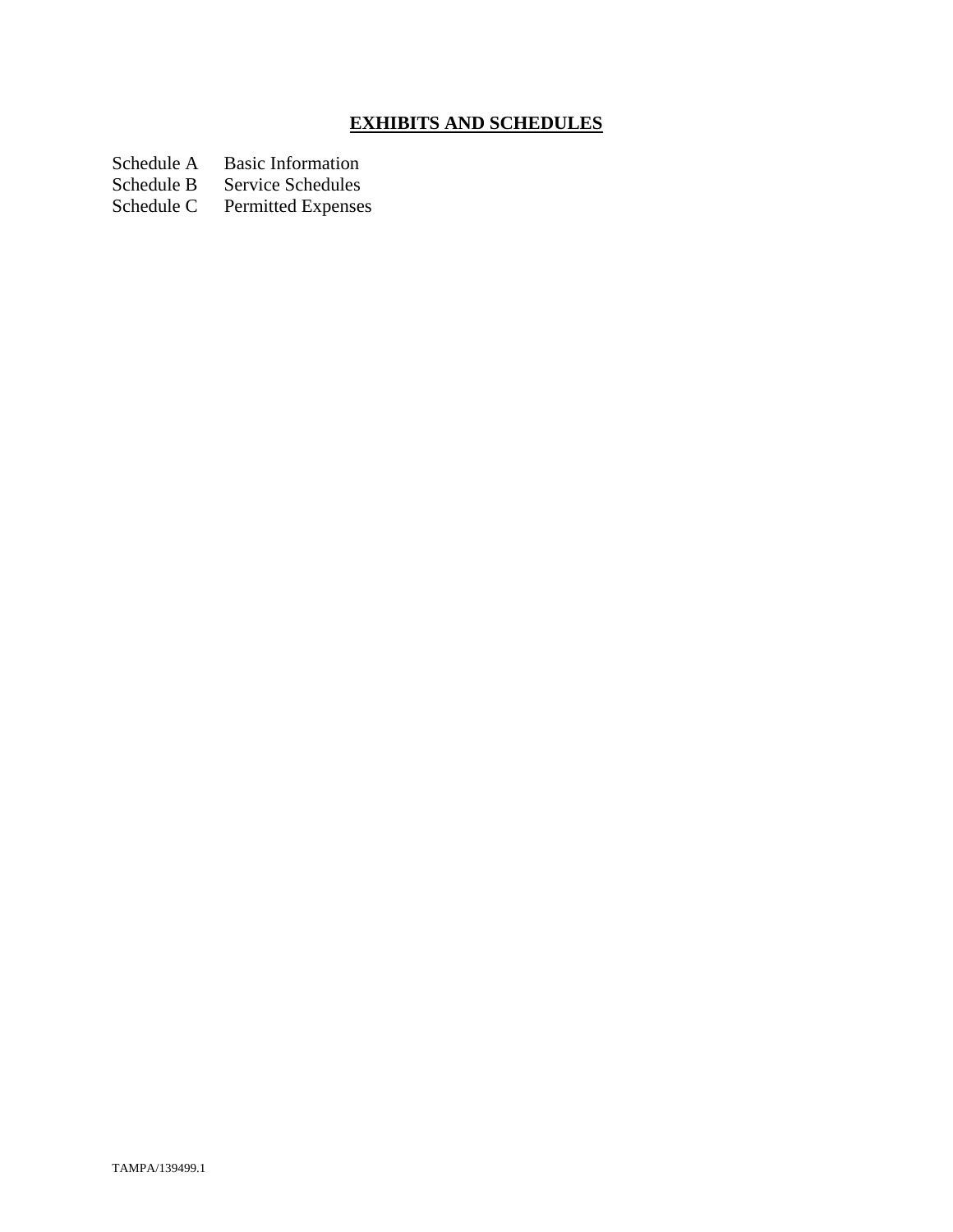# **EXHIBITS AND SCHEDULES**

Schedule A Basic Information
Schedule B Service Schedules
Schedule C Permitted Expenses

TAMPA/139499.1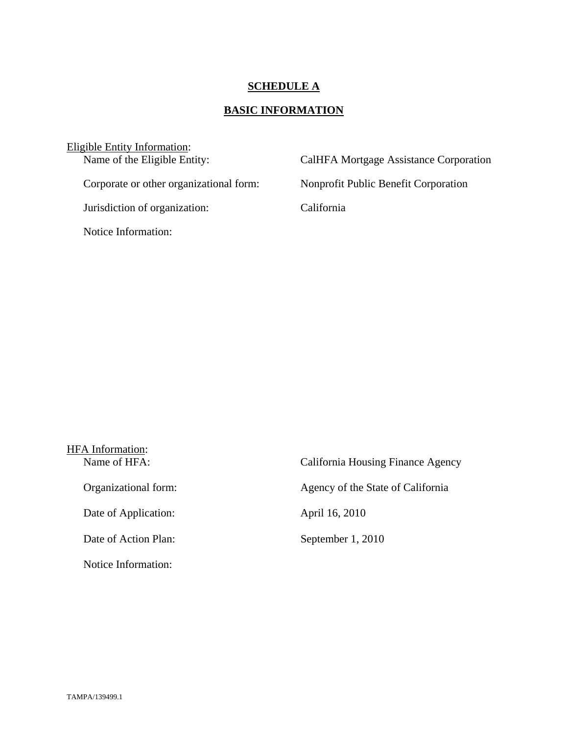## SCHEDULE A

## BASIC INFORMATION

Eligible Entity Information:

| | |
|---|---|
| Name of the Eligible Entity: | CalHFA Mortgage Assistance Corporation |
| Corporate or other organizational form: | Nonprofit Public Benefit Corporation |
| Jurisdiction of organization: | California |
| Notice Information: | |

HFA Information:

| | |
|---|---|
| Name of HFA: | California Housing Finance Agency |
| Organizational form: | Agency of the State of California |
| Date of Application: | April 16, 2010 |
| Date of Action Plan: | September 1, 2010 |
| Notice Information: | |

TAMPA/139499.1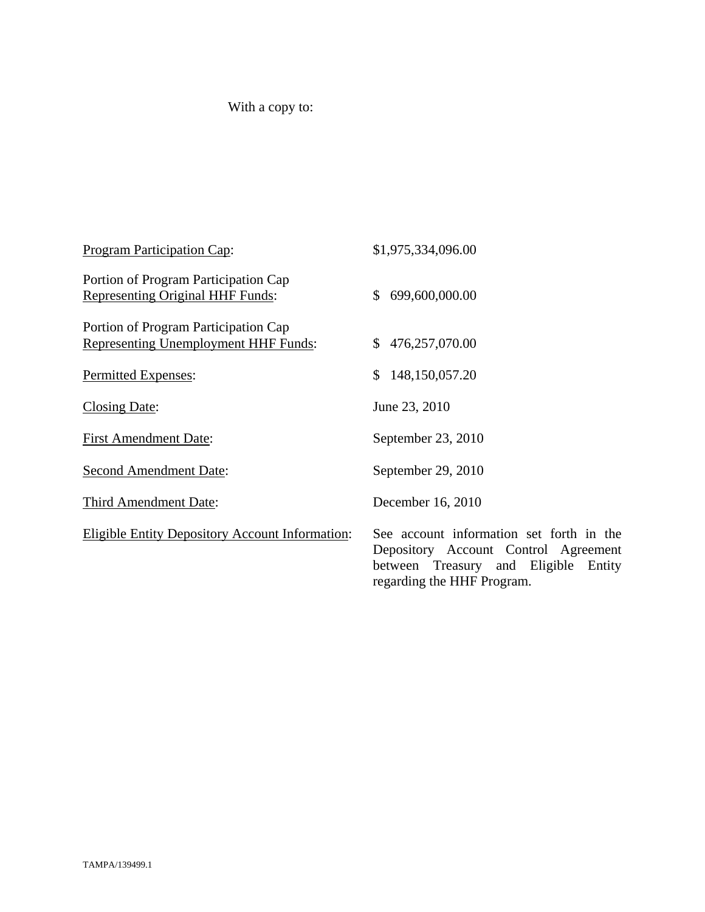With a copy to:

| | |
|---|---|
| Program Participation Cap: | $1,975,334,096.00 |
| Portion of Program Participation Cap Representing Original HHF Funds: | $ 699,600,000.00 |
| Portion of Program Participation Cap Representing Unemployment HHF Funds: | $ 476,257,070.00 |
| Permitted Expenses: | $ 148,150,057.20 |
| Closing Date: | June 23, 2010 |
| First Amendment Date: | September 23, 2010 |
| Second Amendment Date: | September 29, 2010 |
| Third Amendment Date: | December 16, 2010 |
| Eligible Entity Depository Account Information: | See account information set forth in the Depository Account Control Agreement between Treasury and Eligible Entity regarding the HHF Program. |

TAMPA/139499.1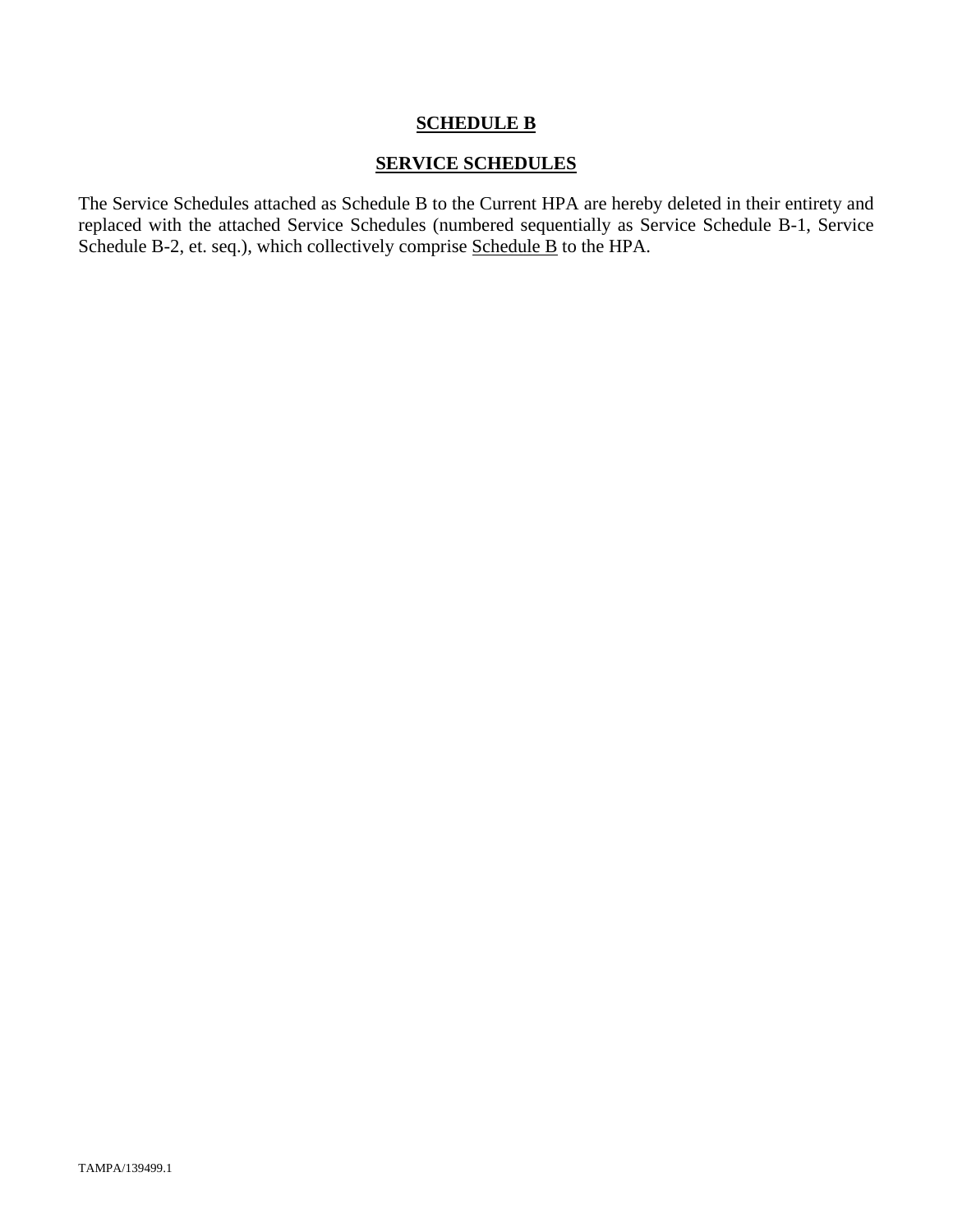# SCHEDULE B

## SERVICE SCHEDULES

The Service Schedules attached as Schedule B to the Current HPA are hereby deleted in their entirety and replaced with the attached Service Schedules (numbered sequentially as Service Schedule B-1, Service Schedule B-2, et. seq.), which collectively comprise Schedule B to the HPA.

TAMPA/139499.1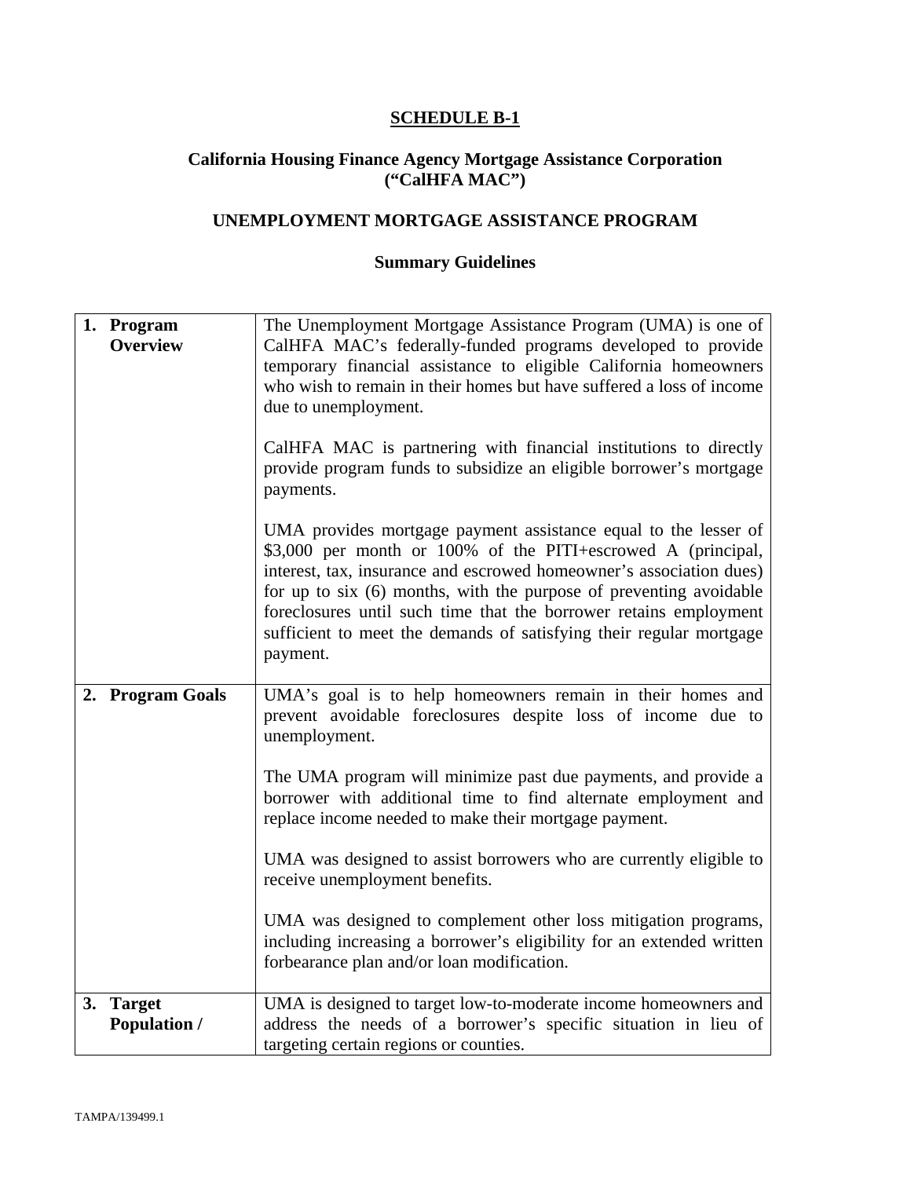## SCHEDULE B-1

### California Housing Finance Agency Mortgage Assistance Corporation ("CalHFA MAC")

### UNEMPLOYMENT MORTGAGE ASSISTANCE PROGRAM

### Summary Guidelines

| | |
|---|---|
| **1. Program Overview** | The Unemployment Mortgage Assistance Program (UMA) is one of CalHFA MAC's federally-funded programs developed to provide temporary financial assistance to eligible California homeowners who wish to remain in their homes but have suffered a loss of income due to unemployment.<br><br>CalHFA MAC is partnering with financial institutions to directly provide program funds to subsidize an eligible borrower's mortgage payments.<br><br>UMA provides mortgage payment assistance equal to the lesser of \$3,000 per month or 100% of the PITI+escrowed A (principal, interest, tax, insurance and escrowed homeowner's association dues) for up to six (6) months, with the purpose of preventing avoidable foreclosures until such time that the borrower retains employment sufficient to meet the demands of satisfying their regular mortgage payment. |
| **2. Program Goals** | UMA's goal is to help homeowners remain in their homes and prevent avoidable foreclosures despite loss of income due to unemployment.<br><br>The UMA program will minimize past due payments, and provide a borrower with additional time to find alternate employment and replace income needed to make their mortgage payment.<br><br>UMA was designed to assist borrowers who are currently eligible to receive unemployment benefits.<br><br>UMA was designed to complement other loss mitigation programs, including increasing a borrower's eligibility for an extended written forbearance plan and/or loan modification. |
| **3. Target Population /** | UMA is designed to target low-to-moderate income homeowners and address the needs of a borrower's specific situation in lieu of targeting certain regions or counties. |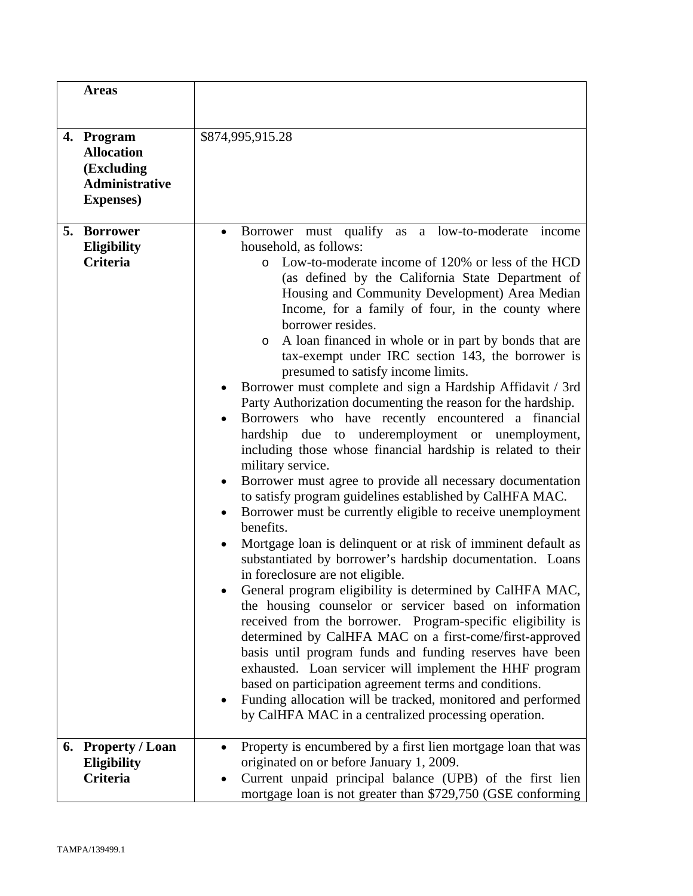| | |
|---|---|
| **Areas** | |
| **4. Program Allocation (Excluding Administrative Expenses)** | $874,995,915.28 |
| **5. Borrower Eligibility Criteria** | • Borrower must qualify as a low-to-moderate income household, as follows:<br>  o Low-to-moderate income of 120% or less of the HCD (as defined by the California State Department of Housing and Community Development) Area Median Income, for a family of four, in the county where borrower resides.<br>  o A loan financed in whole or in part by bonds that are tax-exempt under IRC section 143, the borrower is presumed to satisfy income limits.<br>• Borrower must complete and sign a Hardship Affidavit / 3rd Party Authorization documenting the reason for the hardship.<br>• Borrowers who have recently encountered a financial hardship due to underemployment or unemployment, including those whose financial hardship is related to their military service.<br>• Borrower must agree to provide all necessary documentation to satisfy program guidelines established by CalHFA MAC.<br>• Borrower must be currently eligible to receive unemployment benefits.<br>• Mortgage loan is delinquent or at risk of imminent default as substantiated by borrower's hardship documentation. Loans in foreclosure are not eligible.<br>• General program eligibility is determined by CalHFA MAC, the housing counselor or servicer based on information received from the borrower. Program-specific eligibility is determined by CalHFA MAC on a first-come/first-approved basis until program funds and funding reserves have been exhausted. Loan servicer will implement the HHF program based on participation agreement terms and conditions.<br>• Funding allocation will be tracked, monitored and performed by CalHFA MAC in a centralized processing operation. |
| **6. Property / Loan Eligibility Criteria** | • Property is encumbered by a first lien mortgage loan that was originated on or before January 1, 2009.<br>• Current unpaid principal balance (UPB) of the first lien mortgage loan is not greater than $729,750 (GSE conforming |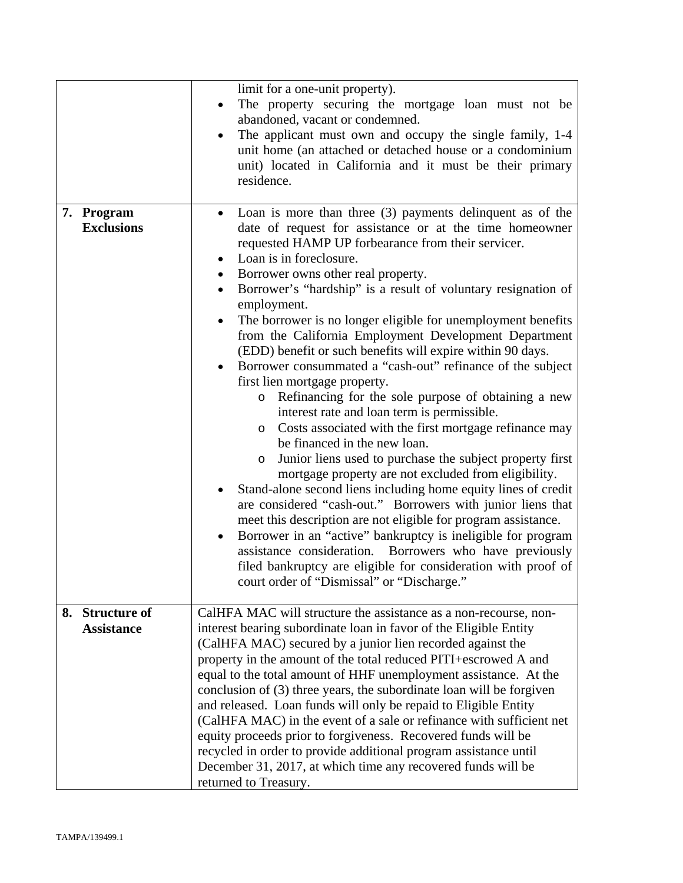| | |
|---|---|
| | limit for a one-unit property).<br>• The property securing the mortgage loan must not be abandoned, vacant or condemned.<br>• The applicant must own and occupy the single family, 1-4 unit home (an attached or detached house or a condominium unit) located in California and it must be their primary residence. |
| **7. Program Exclusions** | • Loan is more than three (3) payments delinquent as of the date of request for assistance or at the time homeowner requested HAMP UP forbearance from their servicer.<br>• Loan is in foreclosure.<br>• Borrower owns other real property.<br>• Borrower's "hardship" is a result of voluntary resignation of employment.<br>• The borrower is no longer eligible for unemployment benefits from the California Employment Development Department (EDD) benefit or such benefits will expire within 90 days.<br>• Borrower consummated a "cash-out" refinance of the subject first lien mortgage property.<br>&nbsp;&nbsp;&nbsp;&nbsp;o Refinancing for the sole purpose of obtaining a new interest rate and loan term is permissible.<br>&nbsp;&nbsp;&nbsp;&nbsp;o Costs associated with the first mortgage refinance may be financed in the new loan.<br>&nbsp;&nbsp;&nbsp;&nbsp;o Junior liens used to purchase the subject property first mortgage property are not excluded from eligibility.<br>• Stand-alone second liens including home equity lines of credit are considered "cash-out." Borrowers with junior liens that meet this description are not eligible for program assistance.<br>• Borrower in an "active" bankruptcy is ineligible for program assistance consideration. Borrowers who have previously filed bankruptcy are eligible for consideration with proof of court order of "Dismissal" or "Discharge." |
| **8. Structure of Assistance** | CalHFA MAC will structure the assistance as a non-recourse, non-interest bearing subordinate loan in favor of the Eligible Entity (CalHFA MAC) secured by a junior lien recorded against the property in the amount of the total reduced PITI+escrowed A and equal to the total amount of HHF unemployment assistance. At the conclusion of (3) three years, the subordinate loan will be forgiven and released. Loan funds will only be repaid to Eligible Entity (CalHFA MAC) in the event of a sale or refinance with sufficient net equity proceeds prior to forgiveness. Recovered funds will be recycled in order to provide additional program assistance until December 31, 2017, at which time any recovered funds will be returned to Treasury. |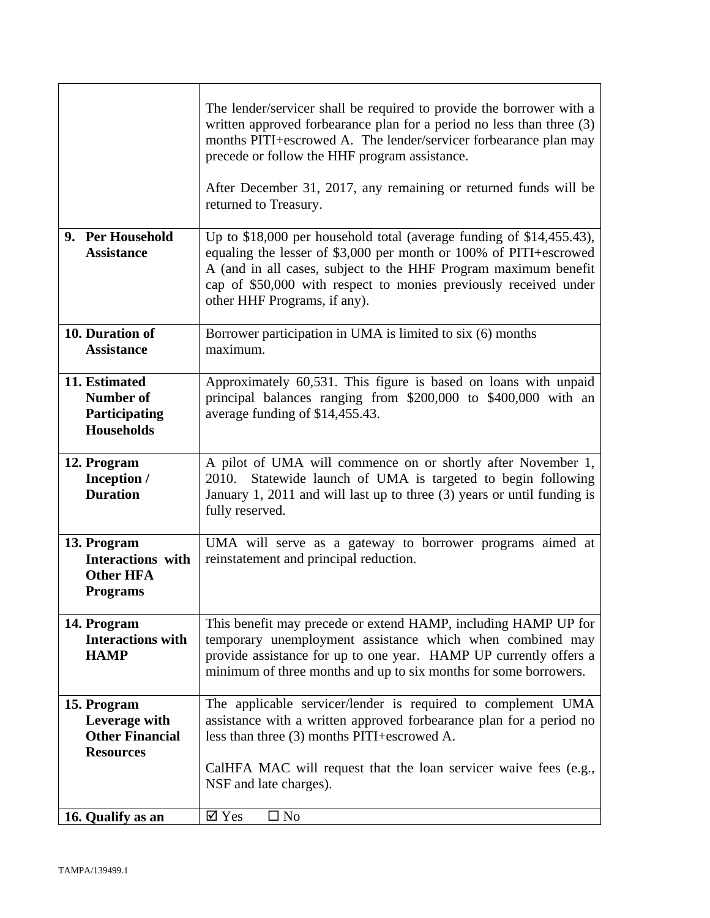| | |
|---|---|
| | The lender/servicer shall be required to provide the borrower with a written approved forbearance plan for a period no less than three (3) months PITI+escrowed A. The lender/servicer forbearance plan may precede or follow the HHF program assistance.<br><br>After December 31, 2017, any remaining or returned funds will be returned to Treasury. |
| **9. Per Household Assistance** | Up to $18,000 per household total (average funding of $14,455.43), equaling the lesser of $3,000 per month or 100% of PITI+escrowed A (and in all cases, subject to the HHF Program maximum benefit cap of $50,000 with respect to monies previously received under other HHF Programs, if any). |
| **10. Duration of Assistance** | Borrower participation in UMA is limited to six (6) months maximum. |
| **11. Estimated Number of Participating Households** | Approximately 60,531. This figure is based on loans with unpaid principal balances ranging from $200,000 to $400,000 with an average funding of $14,455.43. |
| **12. Program Inception / Duration** | A pilot of UMA will commence on or shortly after November 1, 2010. Statewide launch of UMA is targeted to begin following January 1, 2011 and will last up to three (3) years or until funding is fully reserved. |
| **13. Program Interactions with Other HFA Programs** | UMA will serve as a gateway to borrower programs aimed at reinstatement and principal reduction. |
| **14. Program Interactions with HAMP** | This benefit may precede or extend HAMP, including HAMP UP for temporary unemployment assistance which when combined may provide assistance for up to one year. HAMP UP currently offers a minimum of three months and up to six months for some borrowers. |
| **15. Program Leverage with Other Financial Resources** | The applicable servicer/lender is required to complement UMA assistance with a written approved forbearance plan for a period no less than three (3) months PITI+escrowed A.<br><br>CalHFA MAC will request that the loan servicer waive fees (e.g., NSF and late charges). |
| **16. Qualify as an** | ☑ Yes ☐ No |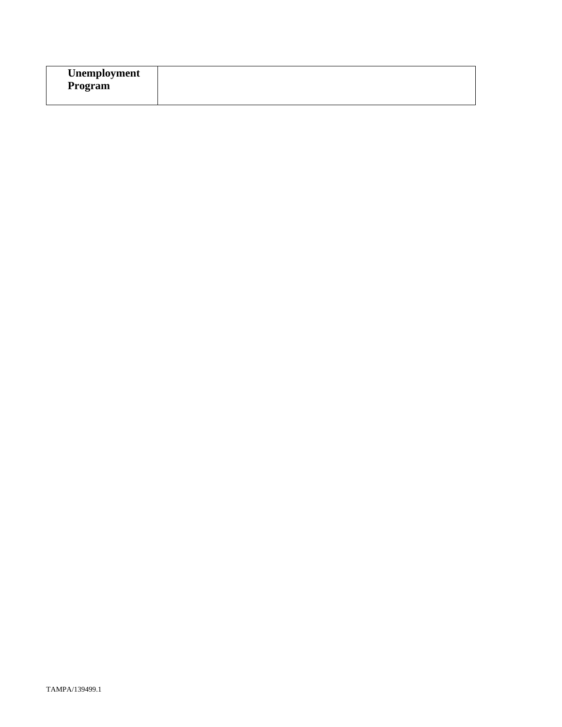| **Unemployment Program** | |
|---|---|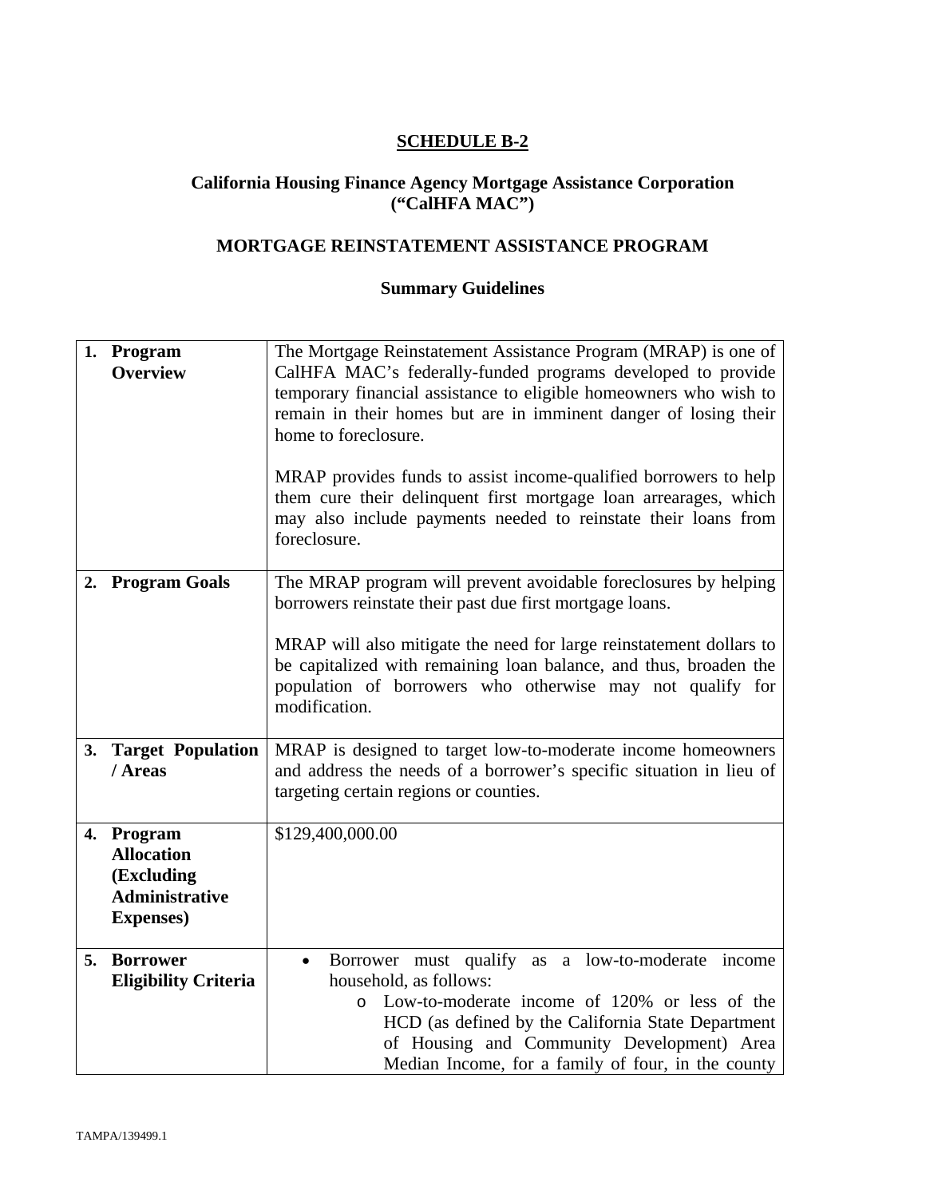# SCHEDULE B-2

## California Housing Finance Agency Mortgage Assistance Corporation ("CalHFA MAC")

## MORTGAGE REINSTATEMENT ASSISTANCE PROGRAM

### Summary Guidelines

| | |
|---|---|
| **1. Program Overview** | The Mortgage Reinstatement Assistance Program (MRAP) is one of CalHFA MAC's federally-funded programs developed to provide temporary financial assistance to eligible homeowners who wish to remain in their homes but are in imminent danger of losing their home to foreclosure.<br><br>MRAP provides funds to assist income-qualified borrowers to help them cure their delinquent first mortgage loan arrearages, which may also include payments needed to reinstate their loans from foreclosure. |
| **2. Program Goals** | The MRAP program will prevent avoidable foreclosures by helping borrowers reinstate their past due first mortgage loans.<br><br>MRAP will also mitigate the need for large reinstatement dollars to be capitalized with remaining loan balance, and thus, broaden the population of borrowers who otherwise may not qualify for modification. |
| **3. Target Population / Areas** | MRAP is designed to target low-to-moderate income homeowners and address the needs of a borrower's specific situation in lieu of targeting certain regions or counties. |
| **4. Program Allocation (Excluding Administrative Expenses)** | $129,400,000.00 |
| **5. Borrower Eligibility Criteria** | • Borrower must qualify as a low-to-moderate income household, as follows:<br>&nbsp;&nbsp;&nbsp;&nbsp;o Low-to-moderate income of 120% or less of the HCD (as defined by the California State Department of Housing and Community Development) Area Median Income, for a family of four, in the county |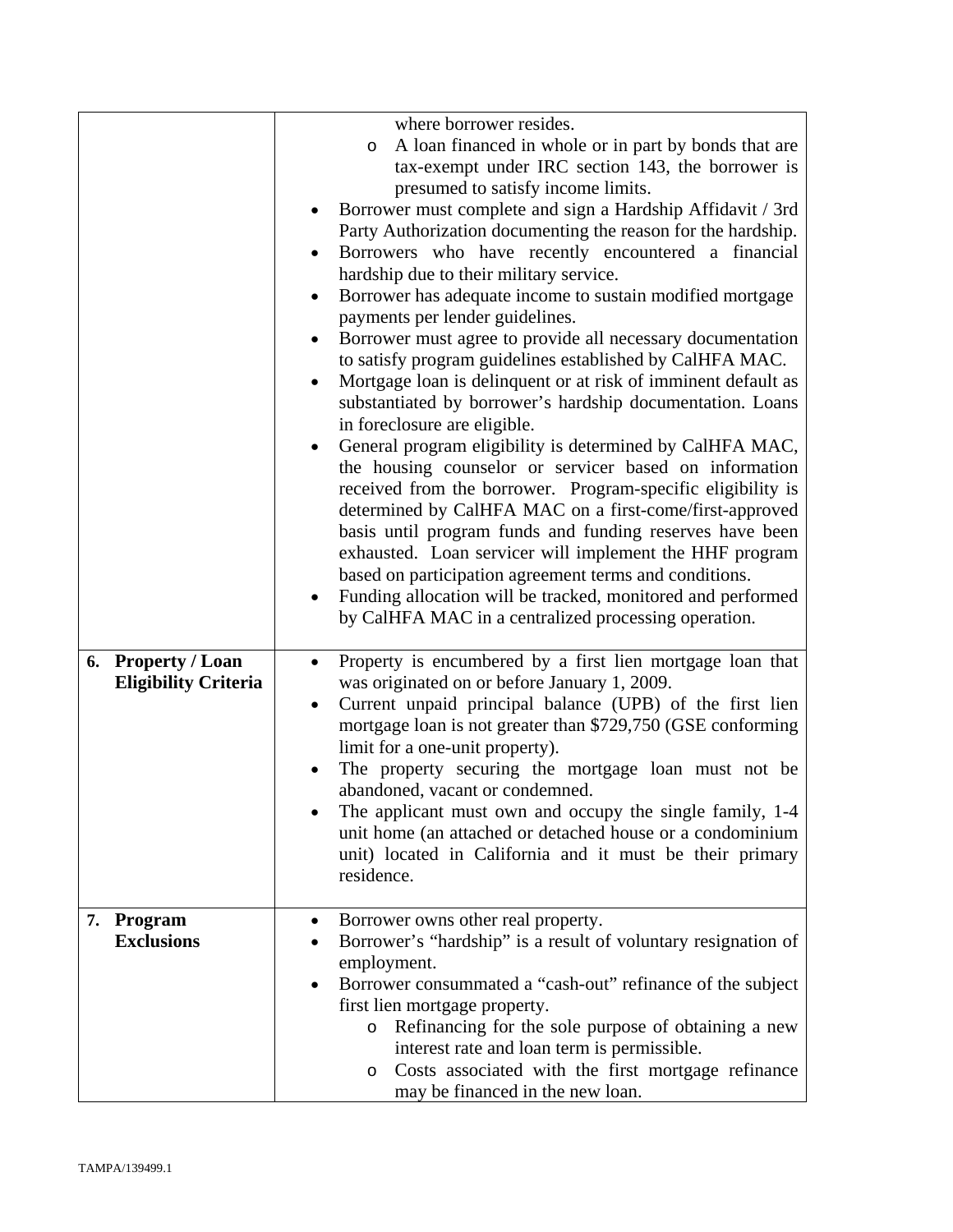| | |
|---|---|
| | where borrower resides.<br>o A loan financed in whole or in part by bonds that are tax-exempt under IRC section 143, the borrower is presumed to satisfy income limits.<br>• Borrower must complete and sign a Hardship Affidavit / 3rd Party Authorization documenting the reason for the hardship.<br>• Borrowers who have recently encountered a financial hardship due to their military service.<br>• Borrower has adequate income to sustain modified mortgage payments per lender guidelines.<br>• Borrower must agree to provide all necessary documentation to satisfy program guidelines established by CalHFA MAC.<br>• Mortgage loan is delinquent or at risk of imminent default as substantiated by borrower's hardship documentation. Loans in foreclosure are eligible.<br>• General program eligibility is determined by CalHFA MAC, the housing counselor or servicer based on information received from the borrower. Program-specific eligibility is determined by CalHFA MAC on a first-come/first-approved basis until program funds and funding reserves have been exhausted. Loan servicer will implement the HHF program based on participation agreement terms and conditions.<br>• Funding allocation will be tracked, monitored and performed by CalHFA MAC in a centralized processing operation. |
| **6. Property / Loan Eligibility Criteria** | • Property is encumbered by a first lien mortgage loan that was originated on or before January 1, 2009.<br>• Current unpaid principal balance (UPB) of the first lien mortgage loan is not greater than $729,750 (GSE conforming limit for a one-unit property).<br>• The property securing the mortgage loan must not be abandoned, vacant or condemned.<br>• The applicant must own and occupy the single family, 1-4 unit home (an attached or detached house or a condominium unit) located in California and it must be their primary residence. |
| **7. Program Exclusions** | • Borrower owns other real property.<br>• Borrower's "hardship" is a result of voluntary resignation of employment.<br>• Borrower consummated a "cash-out" refinance of the subject first lien mortgage property.<br>o Refinancing for the sole purpose of obtaining a new interest rate and loan term is permissible.<br>o Costs associated with the first mortgage refinance may be financed in the new loan. |

TAMPA/139499.1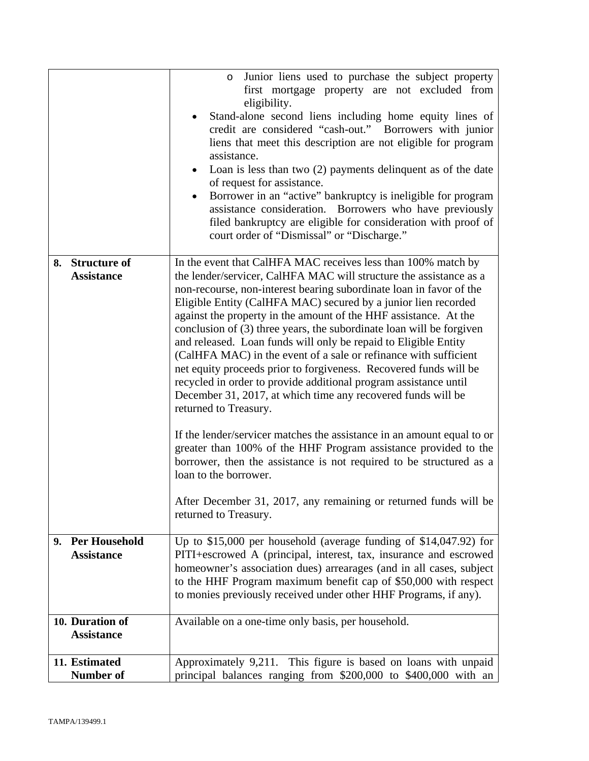| | |
|---|---|
| | ○ Junior liens used to purchase the subject property first mortgage property are not excluded from eligibility.<br>• Stand-alone second liens including home equity lines of credit are considered "cash-out." Borrowers with junior liens that meet this description are not eligible for program assistance.<br>• Loan is less than two (2) payments delinquent as of the date of request for assistance.<br>• Borrower in an "active" bankruptcy is ineligible for program assistance consideration. Borrowers who have previously filed bankruptcy are eligible for consideration with proof of court order of "Dismissal" or "Discharge." |
| **8. Structure of Assistance** | In the event that CalHFA MAC receives less than 100% match by the lender/servicer, CalHFA MAC will structure the assistance as a non-recourse, non-interest bearing subordinate loan in favor of the Eligible Entity (CalHFA MAC) secured by a junior lien recorded against the property in the amount of the HHF assistance. At the conclusion of (3) three years, the subordinate loan will be forgiven and released. Loan funds will only be repaid to Eligible Entity (CalHFA MAC) in the event of a sale or refinance with sufficient net equity proceeds prior to forgiveness. Recovered funds will be recycled in order to provide additional program assistance until December 31, 2017, at which time any recovered funds will be returned to Treasury.<br><br>If the lender/servicer matches the assistance in an amount equal to or greater than 100% of the HHF Program assistance provided to the borrower, then the assistance is not required to be structured as a loan to the borrower.<br><br>After December 31, 2017, any remaining or returned funds will be returned to Treasury. |
| **9. Per Household Assistance** | Up to $15,000 per household (average funding of $14,047.92) for PITI+escrowed A (principal, interest, tax, insurance and escrowed homeowner's association dues) arrearages (and in all cases, subject to the HHF Program maximum benefit cap of $50,000 with respect to monies previously received under other HHF Programs, if any). |
| **10. Duration of Assistance** | Available on a one-time only basis, per household. |
| **11. Estimated Number of** | Approximately 9,211. This figure is based on loans with unpaid principal balances ranging from $200,000 to $400,000 with an |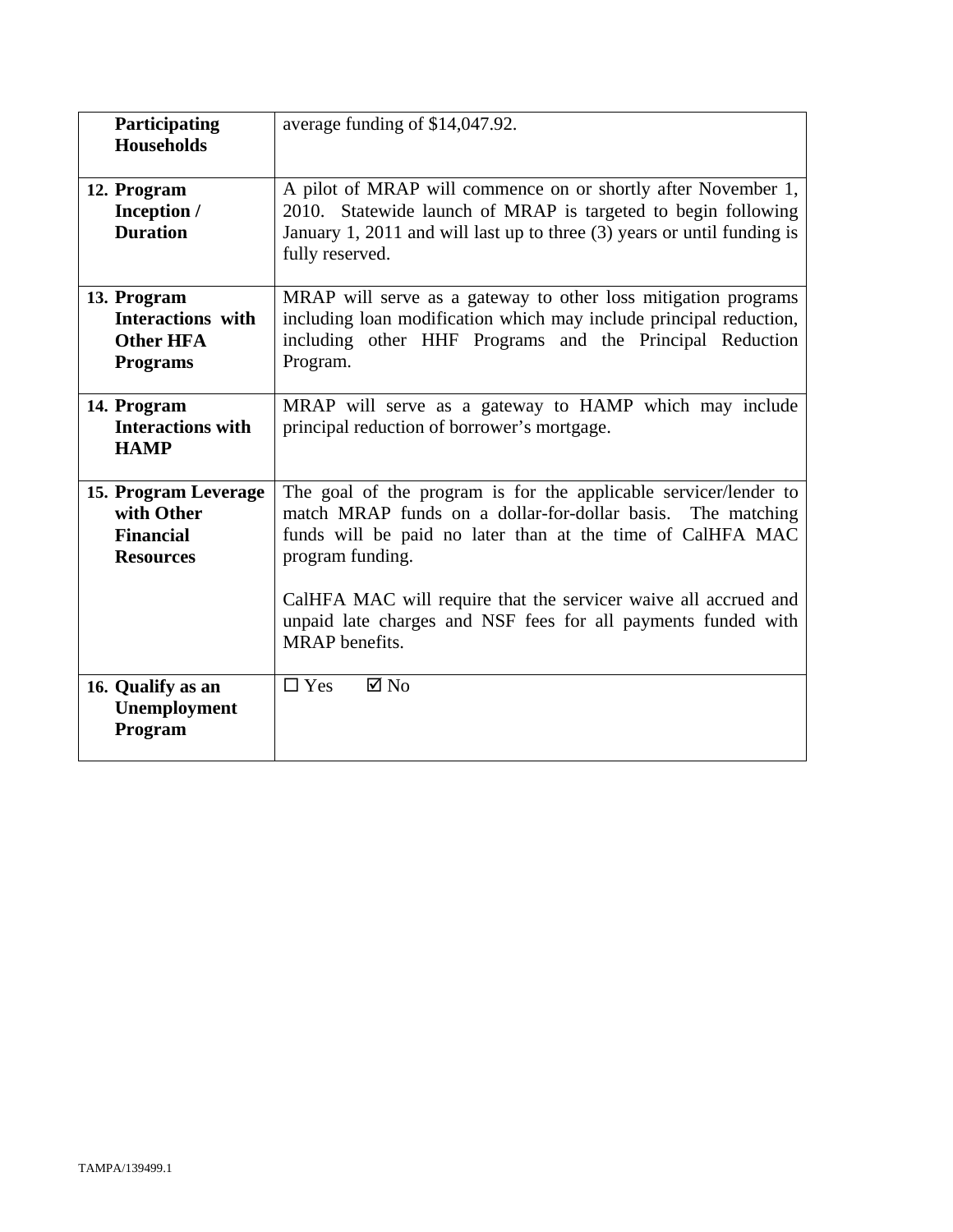| | |
|---|---|
| **Participating Households** | average funding of $14,047.92. |
| **12. Program Inception / Duration** | A pilot of MRAP will commence on or shortly after November 1, 2010. Statewide launch of MRAP is targeted to begin following January 1, 2011 and will last up to three (3) years or until funding is fully reserved. |
| **13. Program Interactions with Other HFA Programs** | MRAP will serve as a gateway to other loss mitigation programs including loan modification which may include principal reduction, including other HHF Programs and the Principal Reduction Program. |
| **14. Program Interactions with HAMP** | MRAP will serve as a gateway to HAMP which may include principal reduction of borrower's mortgage. |
| **15. Program Leverage with Other Financial Resources** | The goal of the program is for the applicable servicer/lender to match MRAP funds on a dollar-for-dollar basis. The matching funds will be paid no later than at the time of CalHFA MAC program funding.<br><br>CalHFA MAC will require that the servicer waive all accrued and unpaid late charges and NSF fees for all payments funded with MRAP benefits. |
| **16. Qualify as an Unemployment Program** | ☐ Yes ☑ No |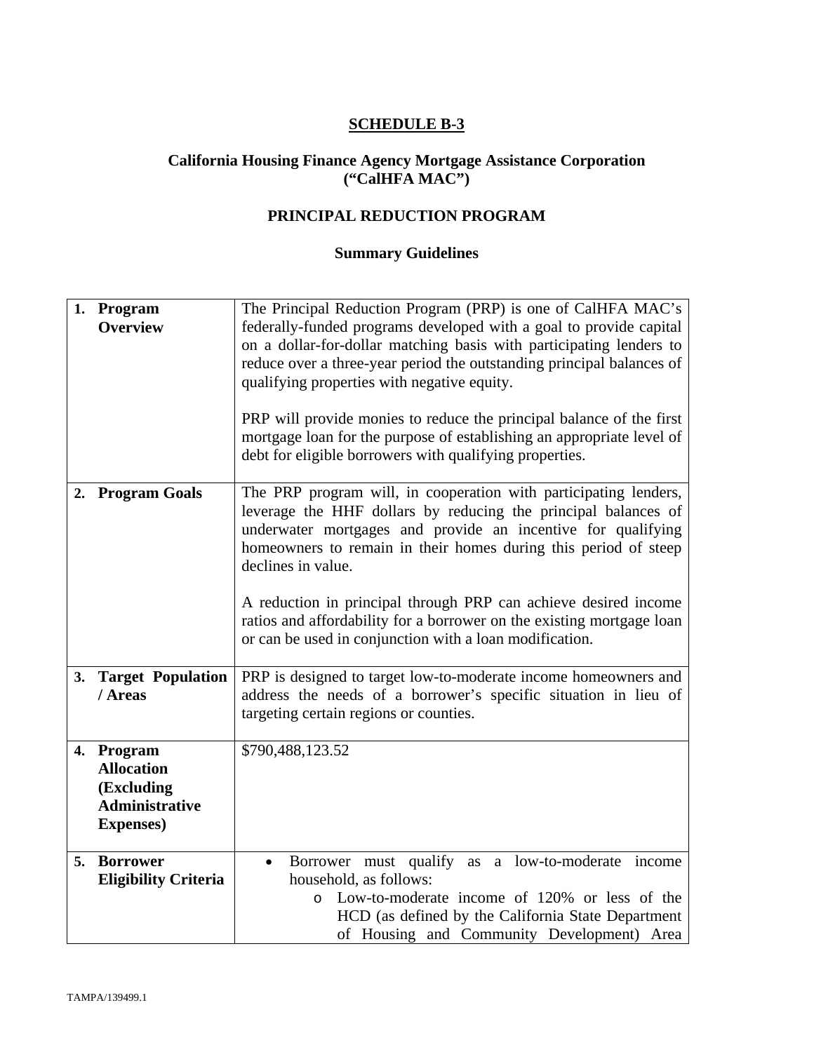# SCHEDULE B-3

## California Housing Finance Agency Mortgage Assistance Corporation ("CalHFA MAC")

## PRINCIPAL REDUCTION PROGRAM

### Summary Guidelines

| | |
|---|---|
| **1. Program Overview** | The Principal Reduction Program (PRP) is one of CalHFA MAC's federally-funded programs developed with a goal to provide capital on a dollar-for-dollar matching basis with participating lenders to reduce over a three-year period the outstanding principal balances of qualifying properties with negative equity.<br><br>PRP will provide monies to reduce the principal balance of the first mortgage loan for the purpose of establishing an appropriate level of debt for eligible borrowers with qualifying properties. |
| **2. Program Goals** | The PRP program will, in cooperation with participating lenders, leverage the HHF dollars by reducing the principal balances of underwater mortgages and provide an incentive for qualifying homeowners to remain in their homes during this period of steep declines in value.<br><br>A reduction in principal through PRP can achieve desired income ratios and affordability for a borrower on the existing mortgage loan or can be used in conjunction with a loan modification. |
| **3. Target Population / Areas** | PRP is designed to target low-to-moderate income homeowners and address the needs of a borrower's specific situation in lieu of targeting certain regions or counties. |
| **4. Program Allocation (Excluding Administrative Expenses)** | $790,488,123.52 |
| **5. Borrower Eligibility Criteria** | • Borrower must qualify as a low-to-moderate income household, as follows:<br>&nbsp;&nbsp;&nbsp;&nbsp;o Low-to-moderate income of 120% or less of the HCD (as defined by the California State Department of Housing and Community Development) Area |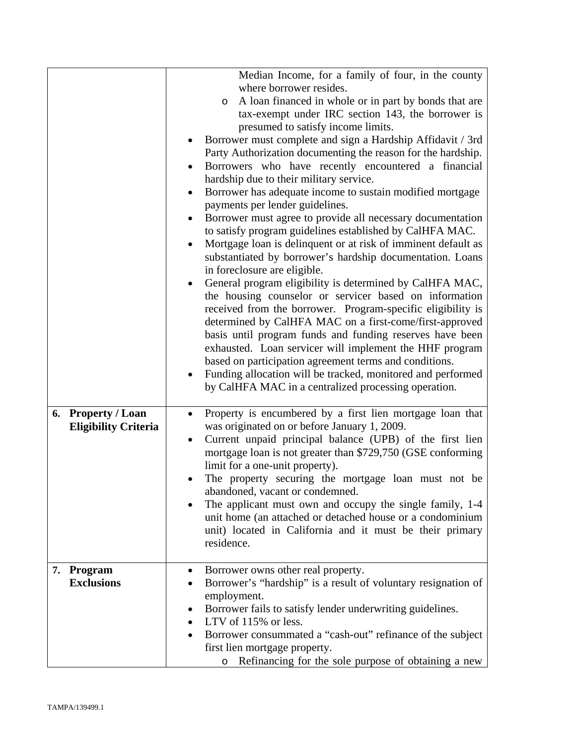| | |
|---|---|
| | Median Income, for a family of four, in the county where borrower resides.<br>o A loan financed in whole or in part by bonds that are tax-exempt under IRC section 143, the borrower is presumed to satisfy income limits.<br>• Borrower must complete and sign a Hardship Affidavit / 3rd Party Authorization documenting the reason for the hardship.<br>• Borrowers who have recently encountered a financial hardship due to their military service.<br>• Borrower has adequate income to sustain modified mortgage payments per lender guidelines.<br>• Borrower must agree to provide all necessary documentation to satisfy program guidelines established by CalHFA MAC.<br>• Mortgage loan is delinquent or at risk of imminent default as substantiated by borrower's hardship documentation. Loans in foreclosure are eligible.<br>• General program eligibility is determined by CalHFA MAC, the housing counselor or servicer based on information received from the borrower. Program-specific eligibility is determined by CalHFA MAC on a first-come/first-approved basis until program funds and funding reserves have been exhausted. Loan servicer will implement the HHF program based on participation agreement terms and conditions.<br>• Funding allocation will be tracked, monitored and performed by CalHFA MAC in a centralized processing operation. |
| **6. Property / Loan Eligibility Criteria** | • Property is encumbered by a first lien mortgage loan that was originated on or before January 1, 2009.<br>• Current unpaid principal balance (UPB) of the first lien mortgage loan is not greater than $729,750 (GSE conforming limit for a one-unit property).<br>• The property securing the mortgage loan must not be abandoned, vacant or condemned.<br>• The applicant must own and occupy the single family, 1-4 unit home (an attached or detached house or a condominium unit) located in California and it must be their primary residence. |
| **7. Program Exclusions** | • Borrower owns other real property.<br>• Borrower's "hardship" is a result of voluntary resignation of employment.<br>• Borrower fails to satisfy lender underwriting guidelines.<br>• LTV of 115% or less.<br>• Borrower consummated a "cash-out" refinance of the subject first lien mortgage property.<br>o Refinancing for the sole purpose of obtaining a new |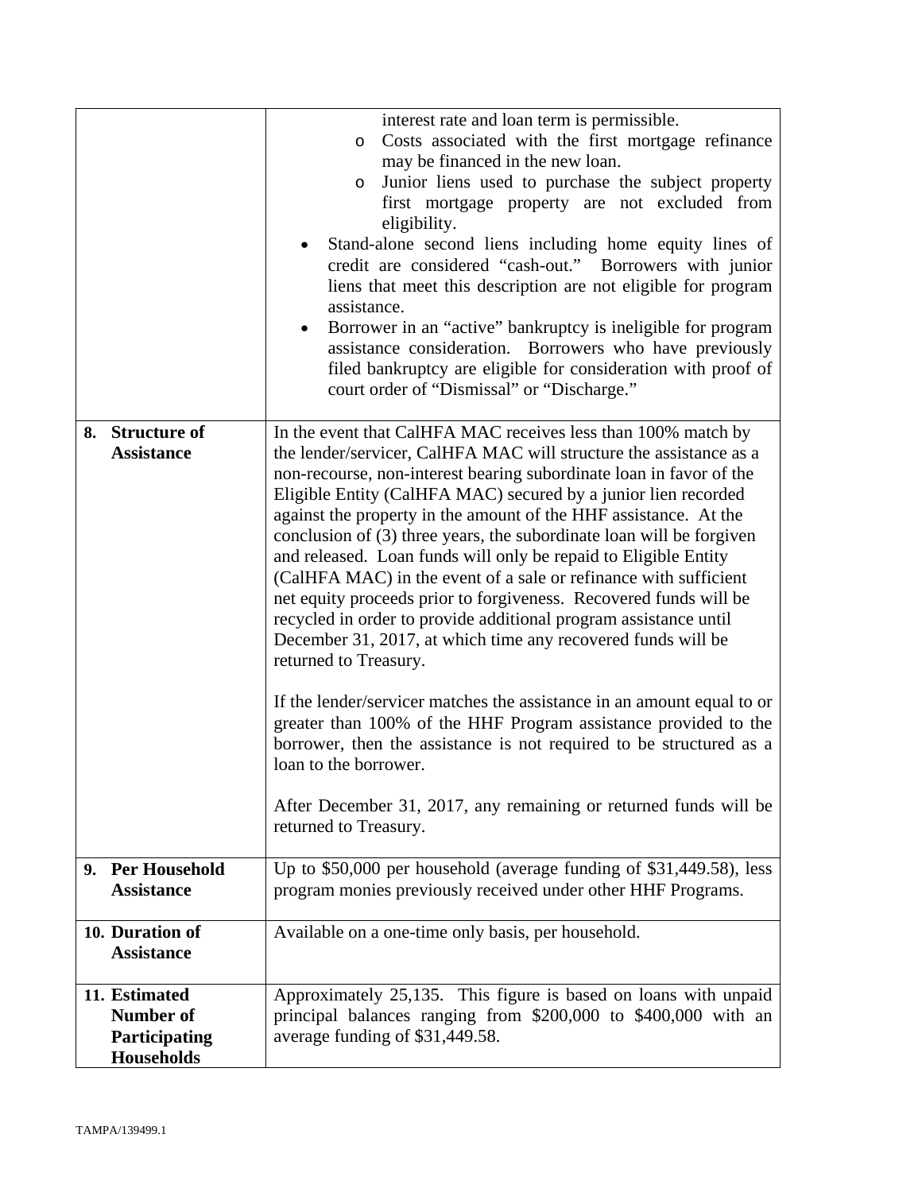| | |
|---|---|
| | interest rate and loan term is permissible.<br>o Costs associated with the first mortgage refinance may be financed in the new loan.<br>o Junior liens used to purchase the subject property first mortgage property are not excluded from eligibility.<br>• Stand-alone second liens including home equity lines of credit are considered "cash-out." Borrowers with junior liens that meet this description are not eligible for program assistance.<br>• Borrower in an "active" bankruptcy is ineligible for program assistance consideration. Borrowers who have previously filed bankruptcy are eligible for consideration with proof of court order of "Dismissal" or "Discharge." |
| **8. Structure of Assistance** | In the event that CalHFA MAC receives less than 100% match by the lender/servicer, CalHFA MAC will structure the assistance as a non-recourse, non-interest bearing subordinate loan in favor of the Eligible Entity (CalHFA MAC) secured by a junior lien recorded against the property in the amount of the HHF assistance. At the conclusion of (3) three years, the subordinate loan will be forgiven and released. Loan funds will only be repaid to Eligible Entity (CalHFA MAC) in the event of a sale or refinance with sufficient net equity proceeds prior to forgiveness. Recovered funds will be recycled in order to provide additional program assistance until December 31, 2017, at which time any recovered funds will be returned to Treasury.<br><br>If the lender/servicer matches the assistance in an amount equal to or greater than 100% of the HHF Program assistance provided to the borrower, then the assistance is not required to be structured as a loan to the borrower.<br><br>After December 31, 2017, any remaining or returned funds will be returned to Treasury. |
| **9. Per Household Assistance** | Up to $50,000 per household (average funding of $31,449.58), less program monies previously received under other HHF Programs. |
| **10. Duration of Assistance** | Available on a one-time only basis, per household. |
| **11. Estimated Number of Participating Households** | Approximately 25,135. This figure is based on loans with unpaid principal balances ranging from $200,000 to $400,000 with an average funding of $31,449.58. |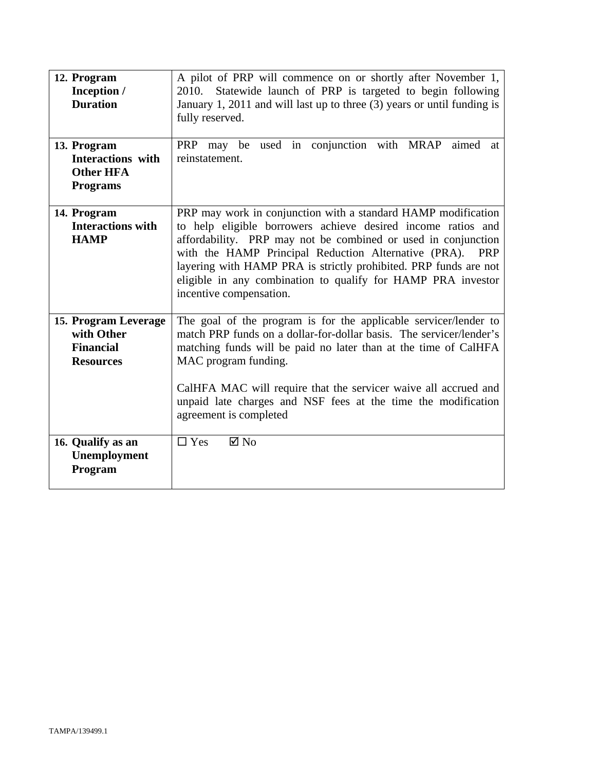| | |
|---|---|
| **12. Program Inception / Duration** | A pilot of PRP will commence on or shortly after November 1, 2010. Statewide launch of PRP is targeted to begin following January 1, 2011 and will last up to three (3) years or until funding is fully reserved. |
| **13. Program Interactions with Other HFA Programs** | PRP may be used in conjunction with MRAP aimed at reinstatement. |
| **14. Program Interactions with HAMP** | PRP may work in conjunction with a standard HAMP modification to help eligible borrowers achieve desired income ratios and affordability. PRP may not be combined or used in conjunction with the HAMP Principal Reduction Alternative (PRA). PRP layering with HAMP PRA is strictly prohibited. PRP funds are not eligible in any combination to qualify for HAMP PRA investor incentive compensation. |
| **15. Program Leverage with Other Financial Resources** | The goal of the program is for the applicable servicer/lender to match PRP funds on a dollar-for-dollar basis. The servicer/lender's matching funds will be paid no later than at the time of CalHFA MAC program funding.<br><br>CalHFA MAC will require that the servicer waive all accrued and unpaid late charges and NSF fees at the time the modification agreement is completed |
| **16. Qualify as an Unemployment Program** | ☐ Yes ☑ No |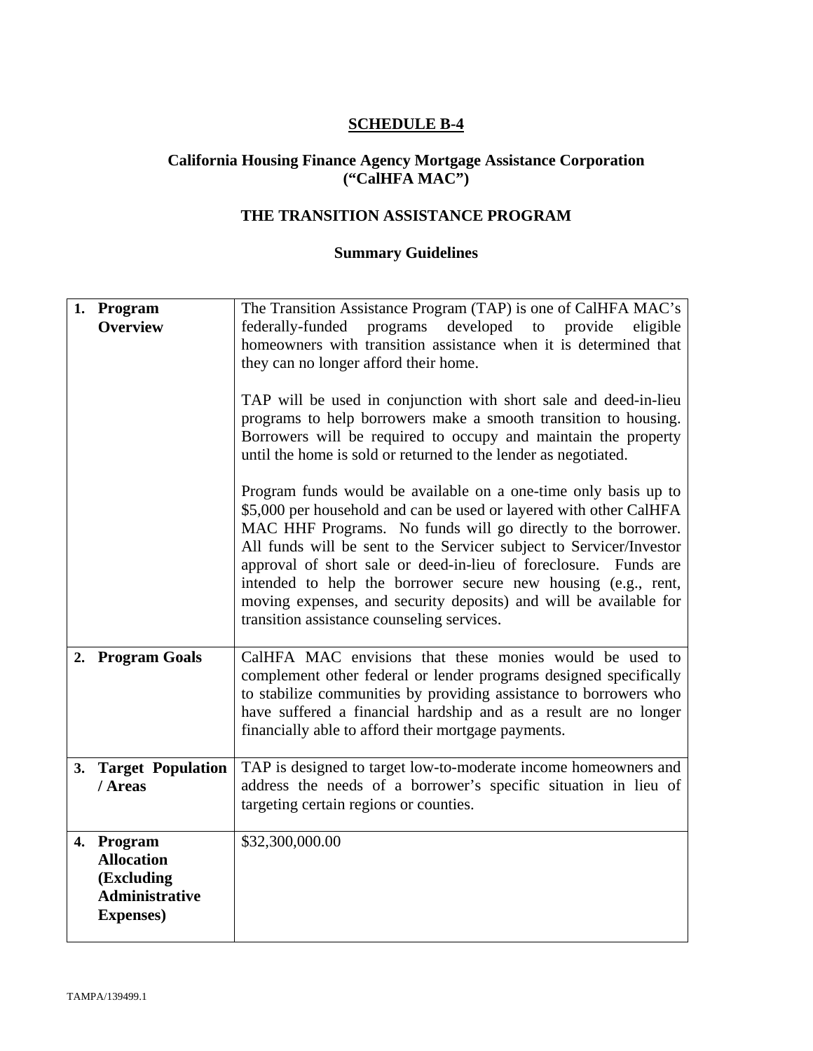**SCHEDULE B-4**

**California Housing Finance Agency Mortgage Assistance Corporation ("CalHFA MAC")**

**THE TRANSITION ASSISTANCE PROGRAM**

**Summary Guidelines**

| | |
|---|---|
| **1. Program Overview** | The Transition Assistance Program (TAP) is one of CalHFA MAC's federally-funded programs developed to provide eligible homeowners with transition assistance when it is determined that they can no longer afford their home.<br><br>TAP will be used in conjunction with short sale and deed-in-lieu programs to help borrowers make a smooth transition to housing. Borrowers will be required to occupy and maintain the property until the home is sold or returned to the lender as negotiated.<br><br>Program funds would be available on a one-time only basis up to \$5,000 per household and can be used or layered with other CalHFA MAC HHF Programs. No funds will go directly to the borrower. All funds will be sent to the Servicer subject to Servicer/Investor approval of short sale or deed-in-lieu of foreclosure. Funds are intended to help the borrower secure new housing (e.g., rent, moving expenses, and security deposits) and will be available for transition assistance counseling services. |
| **2. Program Goals** | CalHFA MAC envisions that these monies would be used to complement other federal or lender programs designed specifically to stabilize communities by providing assistance to borrowers who have suffered a financial hardship and as a result are no longer financially able to afford their mortgage payments. |
| **3. Target Population / Areas** | TAP is designed to target low-to-moderate income homeowners and address the needs of a borrower's specific situation in lieu of targeting certain regions or counties. |
| **4. Program Allocation (Excluding Administrative Expenses)** | \$32,300,000.00 |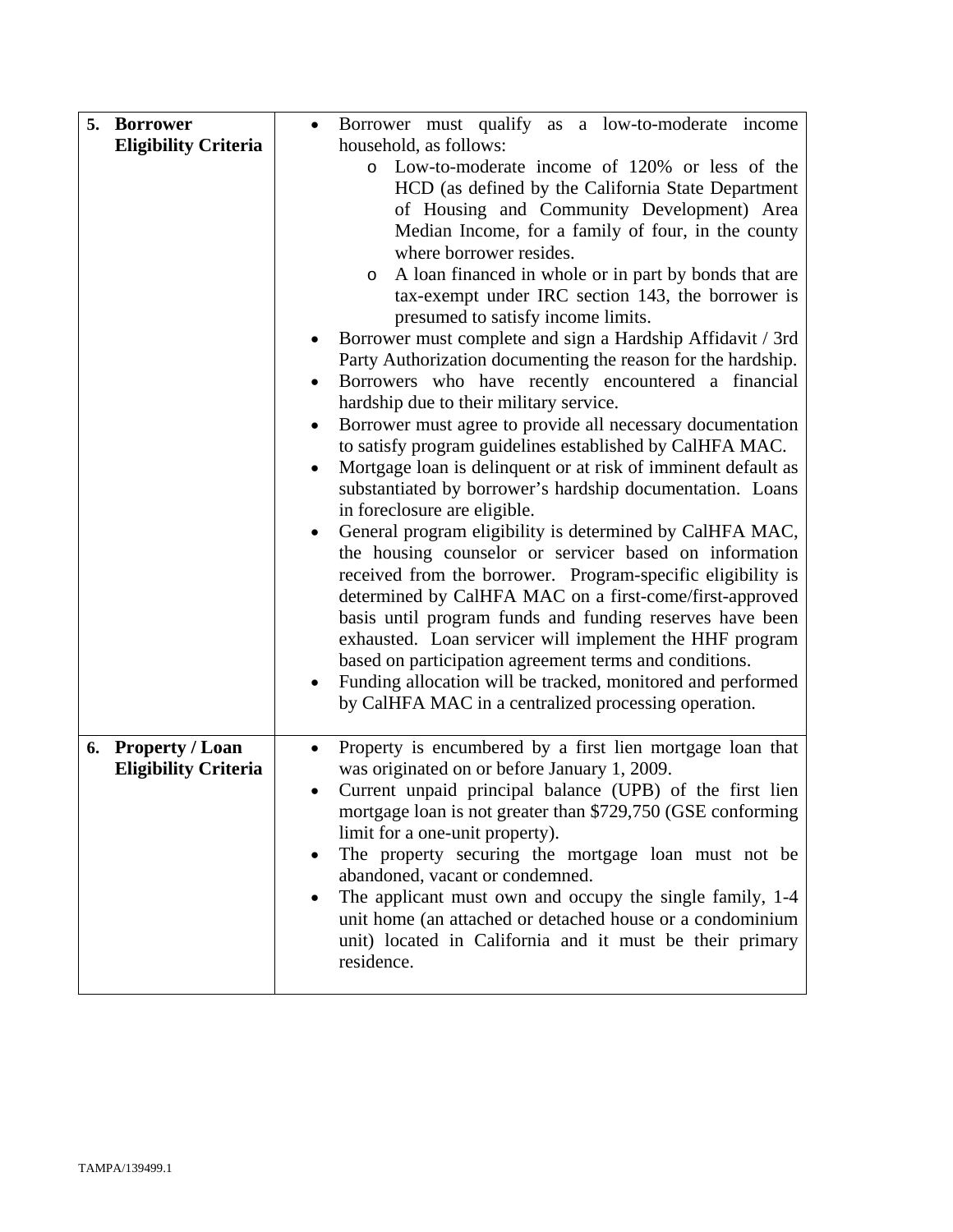| | |
|---|---|
| **5. Borrower Eligibility Criteria** | • Borrower must qualify as a low-to-moderate income household, as follows:<br>&nbsp;&nbsp;&nbsp;&nbsp;o Low-to-moderate income of 120% or less of the HCD (as defined by the California State Department of Housing and Community Development) Area Median Income, for a family of four, in the county where borrower resides.<br>&nbsp;&nbsp;&nbsp;&nbsp;o A loan financed in whole or in part by bonds that are tax-exempt under IRC section 143, the borrower is presumed to satisfy income limits.<br>• Borrower must complete and sign a Hardship Affidavit / 3rd Party Authorization documenting the reason for the hardship.<br>• Borrowers who have recently encountered a financial hardship due to their military service.<br>• Borrower must agree to provide all necessary documentation to satisfy program guidelines established by CalHFA MAC.<br>• Mortgage loan is delinquent or at risk of imminent default as substantiated by borrower's hardship documentation. Loans in foreclosure are eligible.<br>• General program eligibility is determined by CalHFA MAC, the housing counselor or servicer based on information received from the borrower. Program-specific eligibility is determined by CalHFA MAC on a first-come/first-approved basis until program funds and funding reserves have been exhausted. Loan servicer will implement the HHF program based on participation agreement terms and conditions.<br>• Funding allocation will be tracked, monitored and performed by CalHFA MAC in a centralized processing operation. |
| **6. Property / Loan Eligibility Criteria** | • Property is encumbered by a first lien mortgage loan that was originated on or before January 1, 2009.<br>• Current unpaid principal balance (UPB) of the first lien mortgage loan is not greater than $729,750 (GSE conforming limit for a one-unit property).<br>• The property securing the mortgage loan must not be abandoned, vacant or condemned.<br>• The applicant must own and occupy the single family, 1-4 unit home (an attached or detached house or a condominium unit) located in California and it must be their primary residence. |

TAMPA/139499.1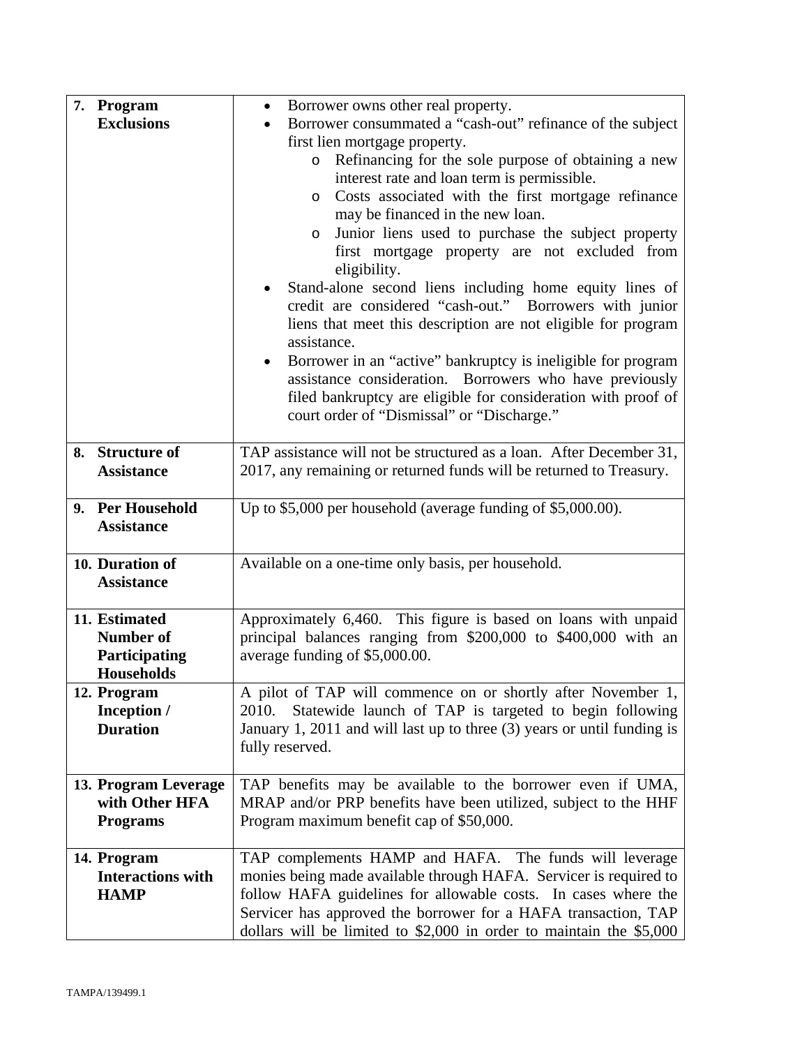| | |
|---|---|
| **7. Program Exclusions** | • Borrower owns other real property.<br>• Borrower consummated a "cash-out" refinance of the subject first lien mortgage property.<br>  o Refinancing for the sole purpose of obtaining a new interest rate and loan term is permissible.<br>  o Costs associated with the first mortgage refinance may be financed in the new loan.<br>  o Junior liens used to purchase the subject property first mortgage property are not excluded from eligibility.<br>• Stand-alone second liens including home equity lines of credit are considered "cash-out." Borrowers with junior liens that meet this description are not eligible for program assistance.<br>• Borrower in an "active" bankruptcy is ineligible for program assistance consideration. Borrowers who have previously filed bankruptcy are eligible for consideration with proof of court order of "Dismissal" or "Discharge." |
| **8. Structure of Assistance** | TAP assistance will not be structured as a loan. After December 31, 2017, any remaining or returned funds will be returned to Treasury. |
| **9. Per Household Assistance** | Up to $5,000 per household (average funding of $5,000.00). |
| **10. Duration of Assistance** | Available on a one-time only basis, per household. |
| **11. Estimated Number of Participating Households** | Approximately 6,460. This figure is based on loans with unpaid principal balances ranging from $200,000 to $400,000 with an average funding of $5,000.00. |
| **12. Program Inception / Duration** | A pilot of TAP will commence on or shortly after November 1, 2010. Statewide launch of TAP is targeted to begin following January 1, 2011 and will last up to three (3) years or until funding is fully reserved. |
| **13. Program Leverage with Other HFA Programs** | TAP benefits may be available to the borrower even if UMA, MRAP and/or PRP benefits have been utilized, subject to the HHF Program maximum benefit cap of $50,000. |
| **14. Program Interactions with HAMP** | TAP complements HAMP and HAFA. The funds will leverage monies being made available through HAFA. Servicer is required to follow HAFA guidelines for allowable costs. In cases where the Servicer has approved the borrower for a HAFA transaction, TAP dollars will be limited to $2,000 in order to maintain the $5,000 |

TAMPA/139499.1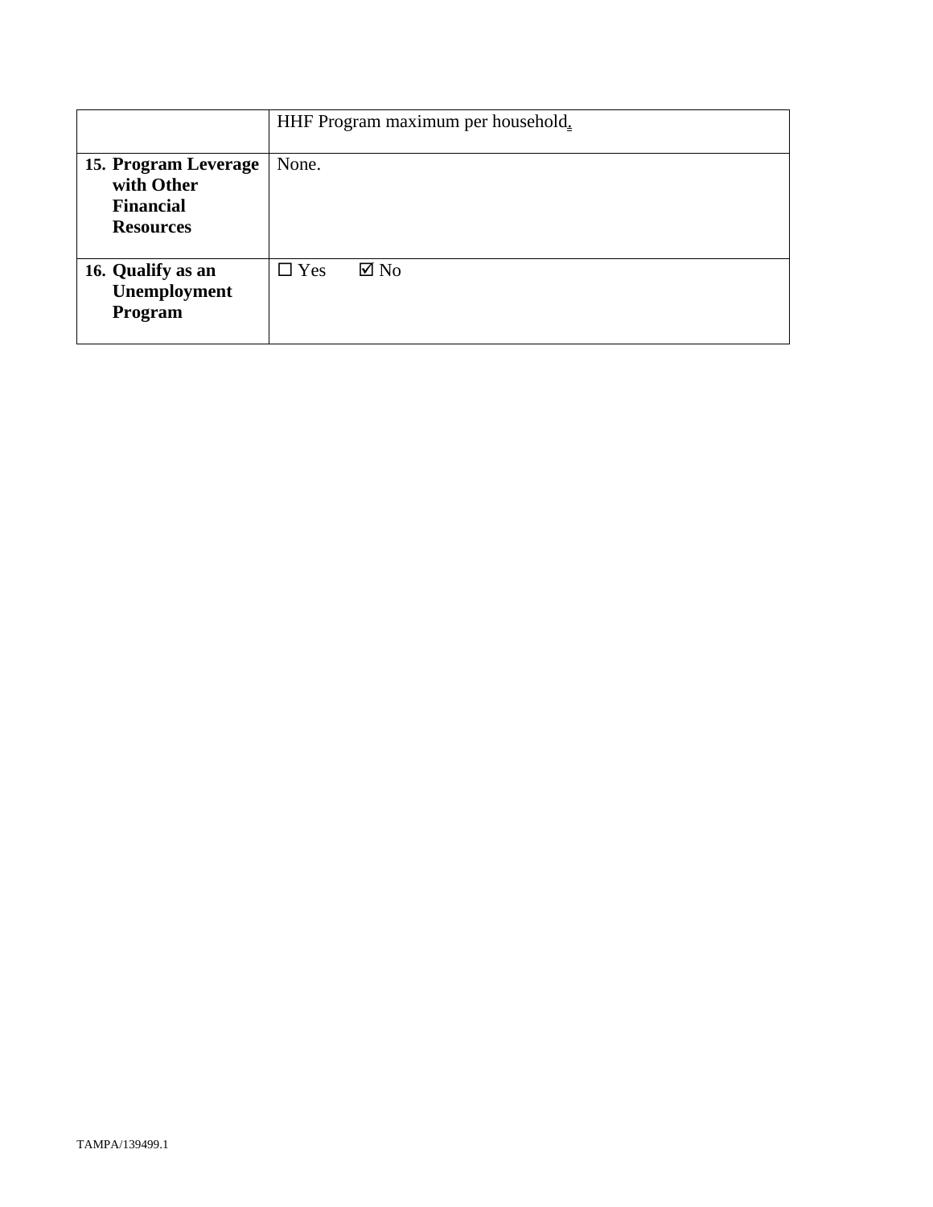|  |  |
| --- | --- |
|  | HHF Program maximum per household. |
| **15. Program Leverage with Other Financial Resources** | None. |
| **16. Qualify as an Unemployment Program** | ☐ Yes ☑ No |

TAMPA/139499.1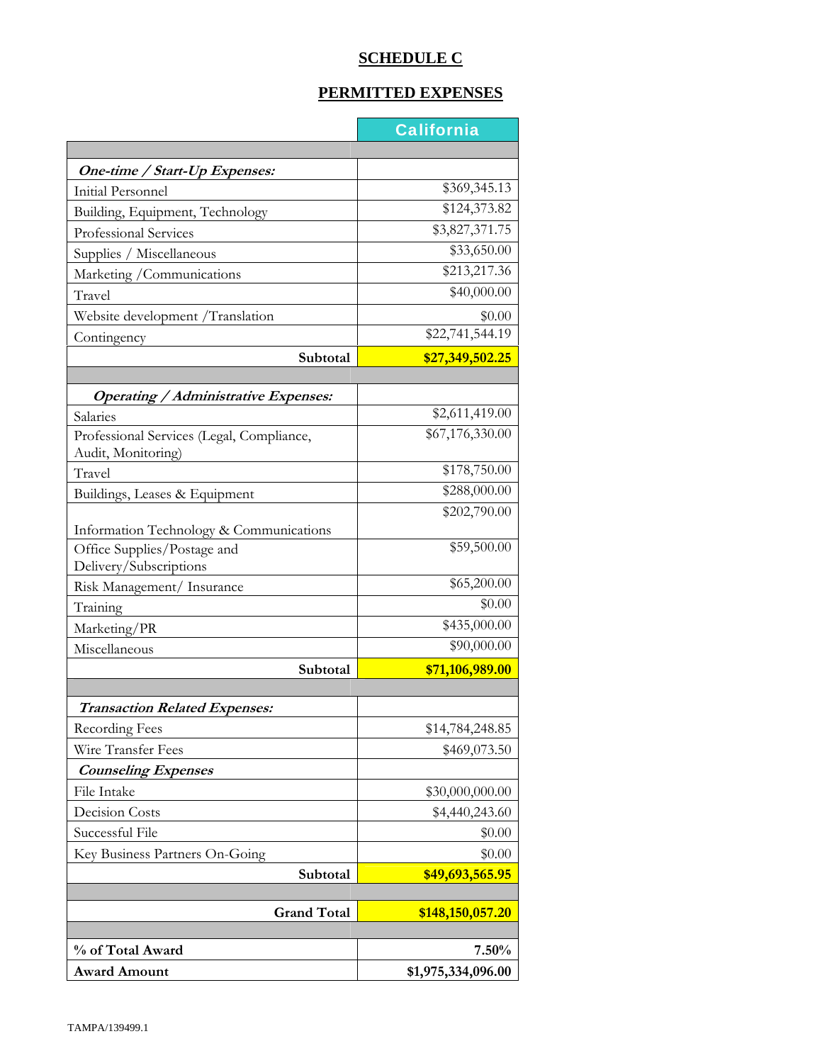## SCHEDULE C

## PERMITTED EXPENSES

| | California |
|---|---|
| | |
| ***One-time / Start-Up Expenses:*** | |
| Initial Personnel | $369,345.13 |
| Building, Equipment, Technology | $124,373.82 |
| Professional Services | $3,827,371.75 |
| Supplies / Miscellaneous | $33,650.00 |
| Marketing /Communications | $213,217.36 |
| Travel | $40,000.00 |
| Website development /Translation | $0.00 |
| Contingency | $22,741,544.19 |
| **Subtotal** | **$27,349,502.25** |
| | |
| ***Operating / Administrative Expenses:*** | |
| Salaries | $2,611,419.00 |
| Professional Services (Legal, Compliance, Audit, Monitoring) | $67,176,330.00 |
| Travel | $178,750.00 |
| Buildings, Leases & Equipment | $288,000.00 |
| Information Technology & Communications | $202,790.00 |
| Office Supplies/Postage and Delivery/Subscriptions | $59,500.00 |
| Risk Management/ Insurance | $65,200.00 |
| Training | $0.00 |
| Marketing/PR | $435,000.00 |
| Miscellaneous | $90,000.00 |
| **Subtotal** | **$71,106,989.00** |
| | |
| ***Transaction Related Expenses:*** | |
| Recording Fees | $14,784,248.85 |
| Wire Transfer Fees | $469,073.50 |
| ***Counseling Expenses*** | |
| File Intake | $30,000,000.00 |
| Decision Costs | $4,440,243.60 |
| Successful File | $0.00 |
| Key Business Partners On-Going | $0.00 |
| **Subtotal** | **$49,693,565.95** |
| | |
| **Grand Total** | **$148,150,057.20** |
| | |
| **% of Total Award** | **7.50%** |
| **Award Amount** | **$1,975,334,096.00** |

TAMPA/139499.1